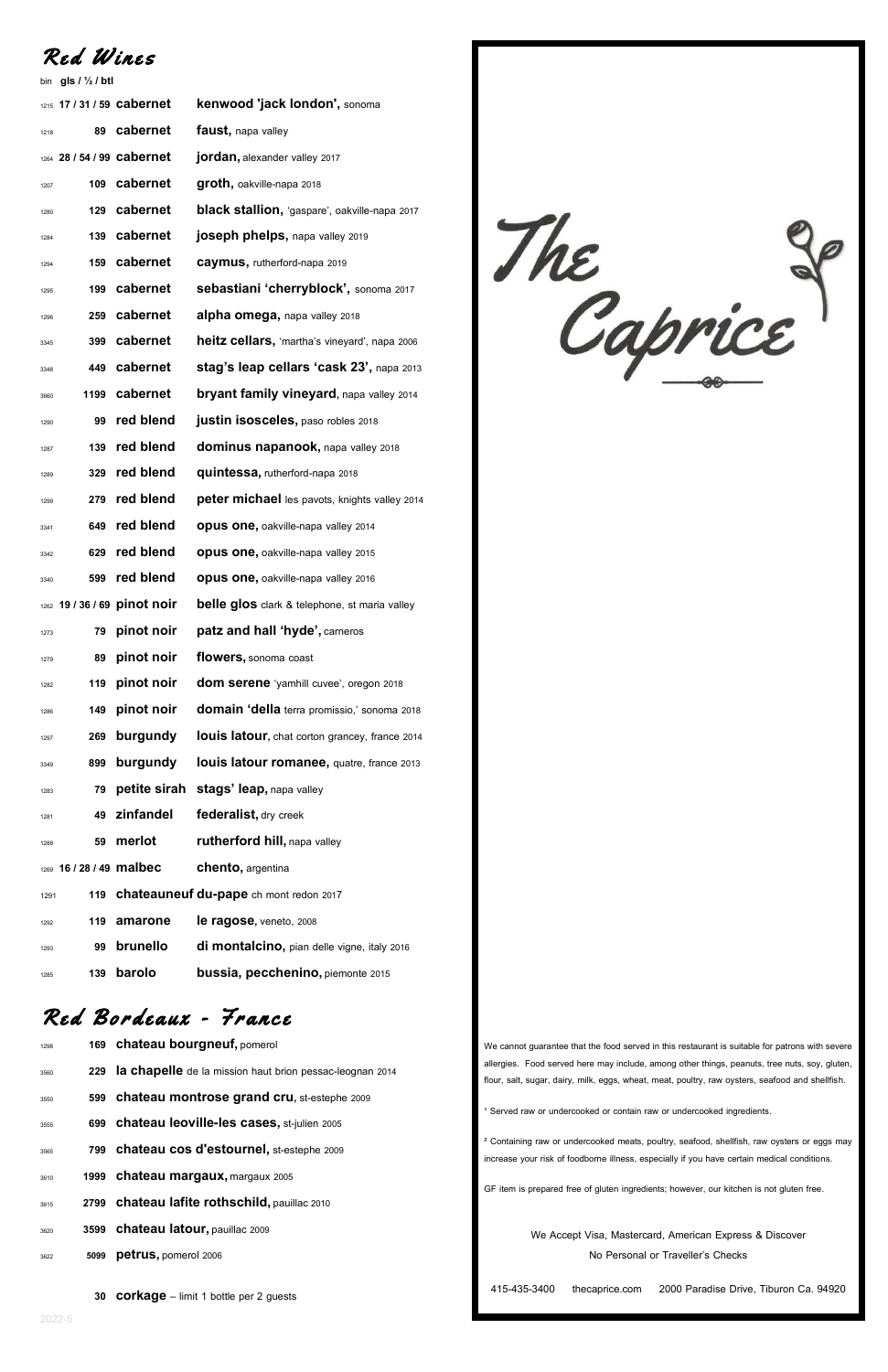# Red Wines

| bin | gls / ½ / btl | | |
|---|---|---|---|
| 1215 | 17 / 31 / 59 | **cabernet** | **kenwood 'jack london',** sonoma |
| 1218 | 89 | **cabernet** | **faust,** napa valley |
| 1264 | 28 / 54 / 99 | **cabernet** | **jordan,** alexander valley 2017 |
| 1207 | 109 | **cabernet** | **groth,** oakville-napa 2018 |
| 1280 | 129 | **cabernet** | **black stallion,** 'gaspare', oakville-napa 2017 |
| 1284 | 139 | **cabernet** | **joseph phelps,** napa valley 2019 |
| 1294 | 159 | **cabernet** | **caymus,** rutherford-napa 2019 |
| 1295 | 199 | **cabernet** | **sebastiani 'cherryblock',** sonoma 2017 |
| 1296 | 259 | **cabernet** | **alpha omega,** napa valley 2018 |
| 3345 | 399 | **cabernet** | **heitz cellars,** 'martha's vineyard', napa 2006 |
| 3348 | 449 | **cabernet** | **stag's leap cellars 'cask 23',** napa 2013 |
| 3660 | 1199 | **cabernet** | **bryant family vineyard,** napa valley 2014 |
| 1290 | 99 | **red blend** | **justin isosceles,** paso robles 2018 |
| 1287 | 139 | **red blend** | **dominus napanook,** napa valley 2018 |
| 1289 | 329 | **red blend** | **quintessa,** rutherford-napa 2018 |
| 1299 | 279 | **red blend** | **peter michael** les pavots, knights valley 2014 |
| 3341 | 649 | **red blend** | **opus one,** oakville-napa valley 2014 |
| 3342 | 629 | **red blend** | **opus one,** oakville-napa valley 2015 |
| 3340 | 599 | **red blend** | **opus one,** oakville-napa valley 2016 |
| 1262 | 19 / 36 / 69 | **pinot noir** | **belle glos** clark & telephone, st maria valley |
| 1273 | 79 | **pinot noir** | **patz and hall 'hyde',** carneros |
| 1279 | 89 | **pinot noir** | **flowers,** sonoma coast |
| 1282 | 119 | **pinot noir** | **dom serene** 'yamhill cuvee', oregon 2018 |
| 1286 | 149 | **pinot noir** | **domain 'della** terra promissio,' sonoma 2018 |
| 1297 | 269 | **burgundy** | **louis latour,** chat corton grancey, france 2014 |
| 3349 | 899 | **burgundy** | **louis latour romanee,** quatre, france 2013 |
| 1283 | 79 | **petite sirah** | **stags' leap,** napa valley |
| 1281 | 49 | **zinfandel** | **federalist,** dry creek |
| 1288 | 59 | **merlot** | **rutherford hill,** napa valley |
| 1269 | 16 / 28 / 49 | **malbec** | **chento,** argentina |
| 1291 | 119 | **chateauneuf du-pape** | ch mont redon 2017 |
| 1292 | 119 | **amarone** | **le ragose,** veneto, 2008 |
| 1293 | 99 | **brunello** | **di montalcino,** pian delle vigne, italy 2016 |
| 1285 | 139 | **barolo** | **bussia, pecchenino,** piemonte 2015 |

# Red Bordeaux - France

| bin | btl | |
|---|---|---|
| 1298 | 169 | **chateau bourgneuf,** pomerol |
| 3560 | 229 | **la chapelle** de la mission haut brion pessac-leognan 2014 |
| 3550 | 599 | **chateau montrose grand cru,** st-estephe 2009 |
| 3555 | 699 | **chateau leoville-les cases,** st-julien 2005 |
| 3565 | 799 | **chateau cos d'estournel,** st-estephe 2009 |
| 3610 | 1999 | **chateau margaux,** margaux 2005 |
| 3615 | 2799 | **chateau lafite rothschild,** pauillac 2010 |
| 3620 | 3599 | **chateau latour,** pauillac 2009 |
| 3622 | 5099 | **petrus,** pomerol 2006 |

30 **corkage** – limit 1 bottle per 2 guests

2022-5

# The Caprice

We cannot guarantee that the food served in this restaurant is suitable for patrons with severe allergies. Food served here may include, among other things, peanuts, tree nuts, soy, gluten, flour, salt, sugar, dairy, milk, eggs, wheat, meat, poultry, raw oysters, seafood and shellfish.

[1] Served raw or undercooked or contain raw or undercooked ingredients.

[2] Containing raw or undercooked meats, poultry, seafood, shellfish, raw oysters or eggs may increase your risk of foodborne illness, especially if you have certain medical conditions.

GF item is prepared free of gluten ingredients; however, our kitchen is not gluten free.

We Accept Visa, Mastercard, American Express & Discover
No Personal or Traveller's Checks

415-435-3400 thecaprice.com 2000 Paradise Drive, Tiburon Ca. 94920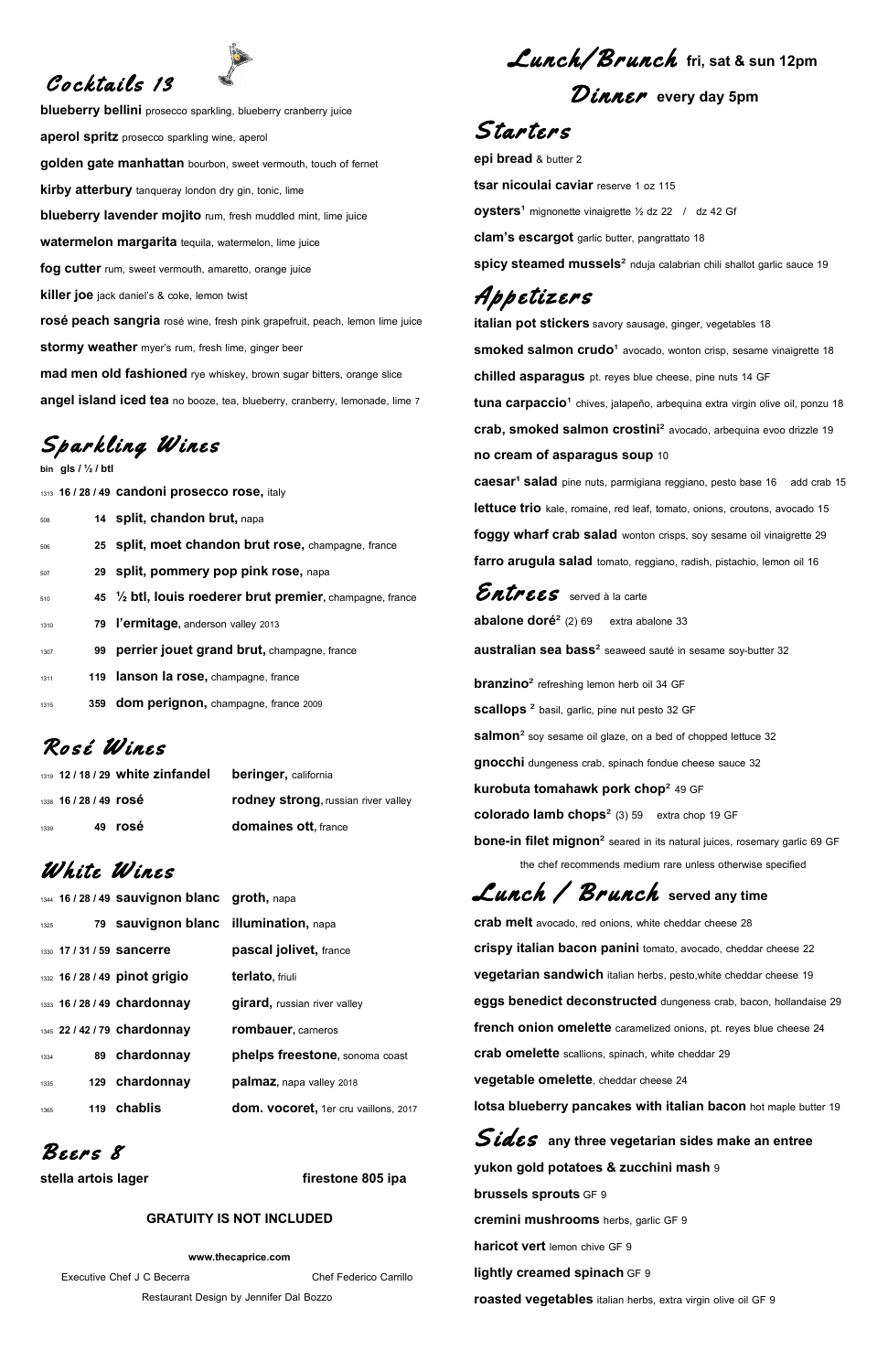## Cocktails 13

**blueberry bellini** prosecco sparkling, blueberry cranberry juice

**aperol spritz** prosecco sparkling wine, aperol

**golden gate manhattan** bourbon, sweet vermouth, touch of fernet

**kirby atterbury** tanqueray london dry gin, tonic, lime

**blueberry lavender mojito** rum, fresh muddled mint, lime juice

**watermelon margarita** tequila, watermelon, lime juice

**fog cutter** rum, sweet vermouth, amaretto, orange juice

**killer joe** jack daniel's & coke, lemon twist

**rosé peach sangria** rosé wine, fresh pink grapefruit, peach, lemon lime juice

**stormy weather** myer's rum, fresh lime, ginger beer

**mad men old fashioned** rye whiskey, brown sugar bitters, orange slice

**angel island iced tea** no booze, tea, blueberry, cranberry, lemonade, lime 7

## Sparkling Wines

| bin | gls / ½ / btl | |
|---|---|---|
| 1313 | 16 / 28 / 49 | **candoni prosecco rose,** italy |
| 508 | 14 | **split, chandon brut,** napa |
| 506 | 25 | **split, moet chandon brut rose,** champagne, france |
| 507 | 29 | **split, pommery pop pink rose,** napa |
| 510 | 45 | **½ btl, louis roederer brut premier,** champagne, france |
| 1310 | 79 | **l'ermitage,** anderson valley 2013 |
| 1307 | 99 | **perrier jouet grand brut,** champagne, france |
| 1311 | 119 | **lanson la rosa,** champagne, france |
| 1315 | 359 | **dom perignon,** champagne, france 2009 |

## Rosé Wines

| | | | |
|---|---|---|---|
| 1319 | 12 / 18 / 29 | **white zinfandel** | **beringer,** california |
| 1338 | 16 / 28 / 49 | **rosé** | **rodney strong,** russian river valley |
| 1339 | 49 | **rosé** | **domaines ott,** france |

## White Wines

| | | | |
|---|---|---|---|
| 1344 | 16 / 28 / 49 | **sauvignon blanc** | **groth,** napa |
| 1325 | 79 | **sauvignon blanc** | **illumination,** napa |
| 1330 | 17 / 31 / 59 | **sancerre** | **pascal jolivet,** france |
| 1332 | 16 / 28 / 49 | **pinot grigio** | **terlato,** friuli |
| 1333 | 16 / 28 / 49 | **chardonnay** | **girard,** russian river valley |
| 1345 | 22 / 42 / 79 | **chardonnay** | **rombauer,** carneros |
| 1334 | 89 | **chardonnay** | **phelps freestone,** sonoma coast |
| 1335 | 129 | **chardonnay** | **palmaz,** napa valley 2018 |
| 1365 | 119 | **chablis** | **dom. vocoret,** 1er cru vaillons, 2017 |

## Beers 8

**stella artois lager** **firestone 805 ipa**

**GRATUITY IS NOT INCLUDED**

**www.thecaprice.com**

Executive Chef J C Becerra Chef Federico Carrillo

Restaurant Design by Jennifer Dal Bozzo

## Lunch/Brunch fri, sat & sun 12pm

## Dinner every day 5pm

## Starters

**epi bread** & butter 2

**tsar nicoulai caviar** reserve 1 oz 115

**oysters**[1] mignonette vinaigrette ½ dz 22 / dz 42 Gf

**clam's escargot** garlic butter, pangrattato 18

**spicy steamed mussels**[2] nduja calabrian chili shallot garlic sauce 19

## Appetizers

**italian pot stickers** savory sausage, ginger, vegetables 18

**smoked salmon crudo**[1] avocado, wonton crisp, sesame vinaigrette 18

**chilled asparagus** pt. reyes blue cheese, pine nuts 14 GF

**tuna carpaccio**[1] chives, jalapeño, arbequina extra virgin olive oil, ponzu 18

**crab, smoked salmon crostini**[2] avocado, arbequina evoo drizzle 19

**no cream of asparagus soup** 10

**caesar**[1] **salad** pine nuts, parmigiana reggiano, pesto base 16 add crab 15

**lettuce trio** kale, romaine, red leaf, tomato, onions, croutons, avocado 15

**foggy wharf crab salad** wonton crisps, soy sesame oil vinaigrette 29

**farro arugula salad** tomato, reggiano, radish, pistachio, lemon oil 16

## Entrees served à la carte

**abalone doré**[2] (2) 69 extra abalone 33

**australian sea bass**[2] seaweed sauté in sesame soy-butter 32

**branzino**[2] refreshing lemon herb oil 34 GF

**scallops** [2] basil, garlic, pine nut pesto 32 GF

**salmon**[2] soy sesame oil glaze, on a bed of chopped lettuce 32

**gnocchi** dungeness crab, spinach fondue cheese sauce 32

**kurobuta tomahawk pork chop**[2] 49 GF

**colorado lamb chops**[2] (3) 59 extra chop 19 GF

**bone-in filet mignon**[2] seared in its natural juices, rosemary garlic 69 GF

the chef recommends medium rare unless otherwise specified

## Lunch / Brunch served any time

**crab melt** avocado, red onions, white cheddar cheese 28

**crispy italian bacon panini** tomato, avocado, cheddar cheese 22

**vegetarian sandwich** italian herbs, pesto,white cheddar cheese 19

**eggs benedict deconstructed** dungeness crab, bacon, hollandaise 29

**french onion omelette** caramelized onions, pt. reyes blue cheese 24

**crab omelette** scallions, spinach, white cheddar 29

**vegetable omelette**, cheddar cheese 24

**lotsa blueberry pancakes with italian bacon** hot maple butter 19

## Sides any three vegetarian sides make an entree

**yukon gold potatoes & zucchini mash** 9

**brussels sprouts** GF 9

**cremini mushrooms** herbs, garlic GF 9

**haricot vert** lemon chive GF 9

**lightly creamed spinach** GF 9

**roasted vegetables** italian herbs, extra virgin olive oil GF 9